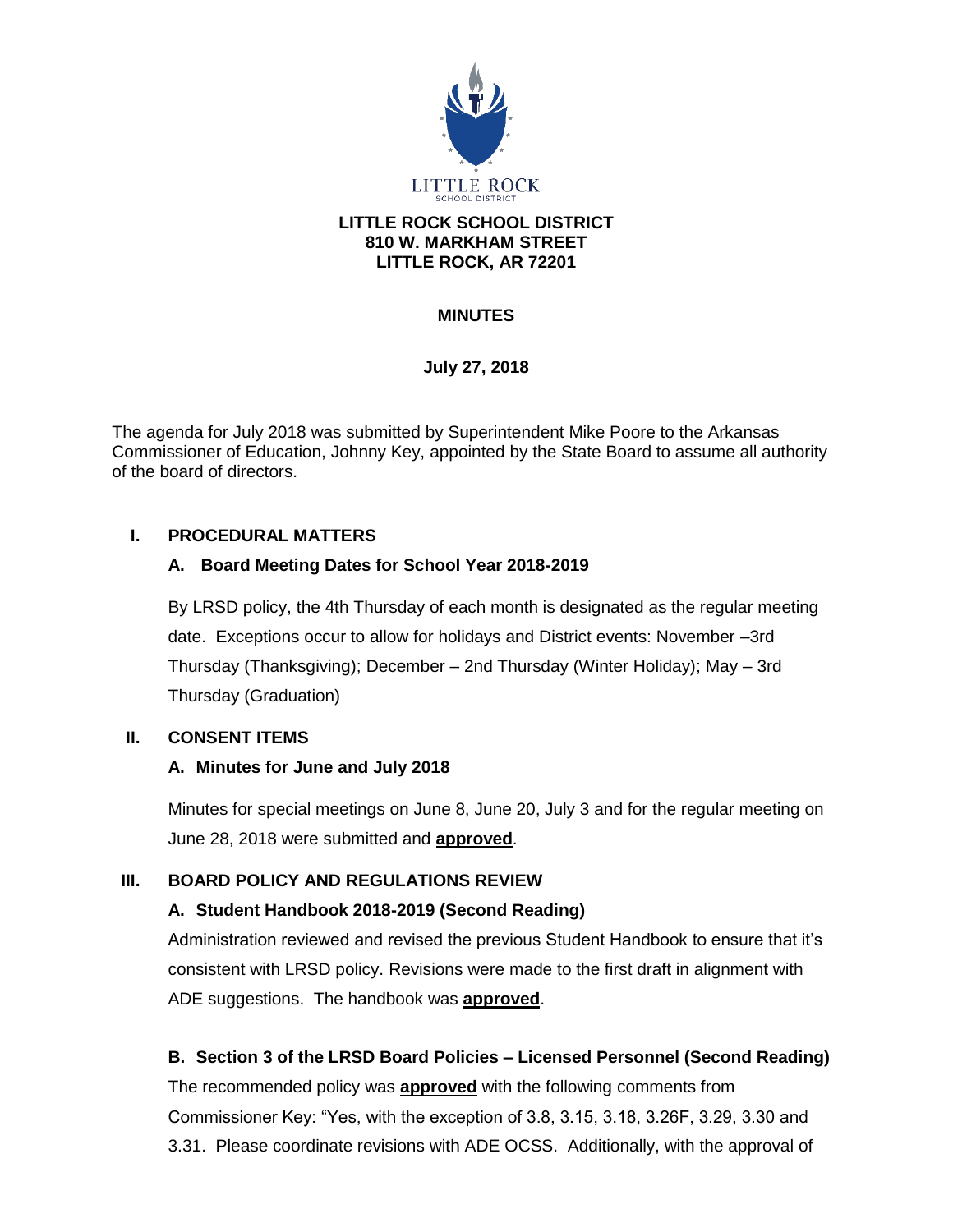LITTLE ROCK SCHOOL DISTRICT
810 W. MARKHAM STREET
LITTLE ROCK, AR 72201

# MINUTES

**July 27, 2018**

The agenda for July 2018 was submitted by Superintendent Mike Poore to the Arkansas Commissioner of Education, Johnny Key, appointed by the State Board to assume all authority of the board of directors.

## I. PROCEDURAL MATTERS

### A. Board Meeting Dates for School Year 2018-2019

By LRSD policy, the 4th Thursday of each month is designated as the regular meeting date. Exceptions occur to allow for holidays and District events: November –3rd Thursday (Thanksgiving); December – 2nd Thursday (Winter Holiday); May – 3rd Thursday (Graduation)

## II. CONSENT ITEMS

### A. Minutes for June and July 2018

Minutes for special meetings on June 8, June 20, July 3 and for the regular meeting on June 28, 2018 were submitted and **approved**.

## III. BOARD POLICY AND REGULATIONS REVIEW

### A. Student Handbook 2018-2019 (Second Reading)

Administration reviewed and revised the previous Student Handbook to ensure that it's consistent with LRSD policy. Revisions were made to the first draft in alignment with ADE suggestions. The handbook was **approved**.

### B. Section 3 of the LRSD Board Policies – Licensed Personnel (Second Reading)

The recommended policy was **approved** with the following comments from Commissioner Key: "Yes, with the exception of 3.8, 3.15, 3.18, 3.26F, 3.29, 3.30 and 3.31. Please coordinate revisions with ADE OCSS. Additionally, with the approval of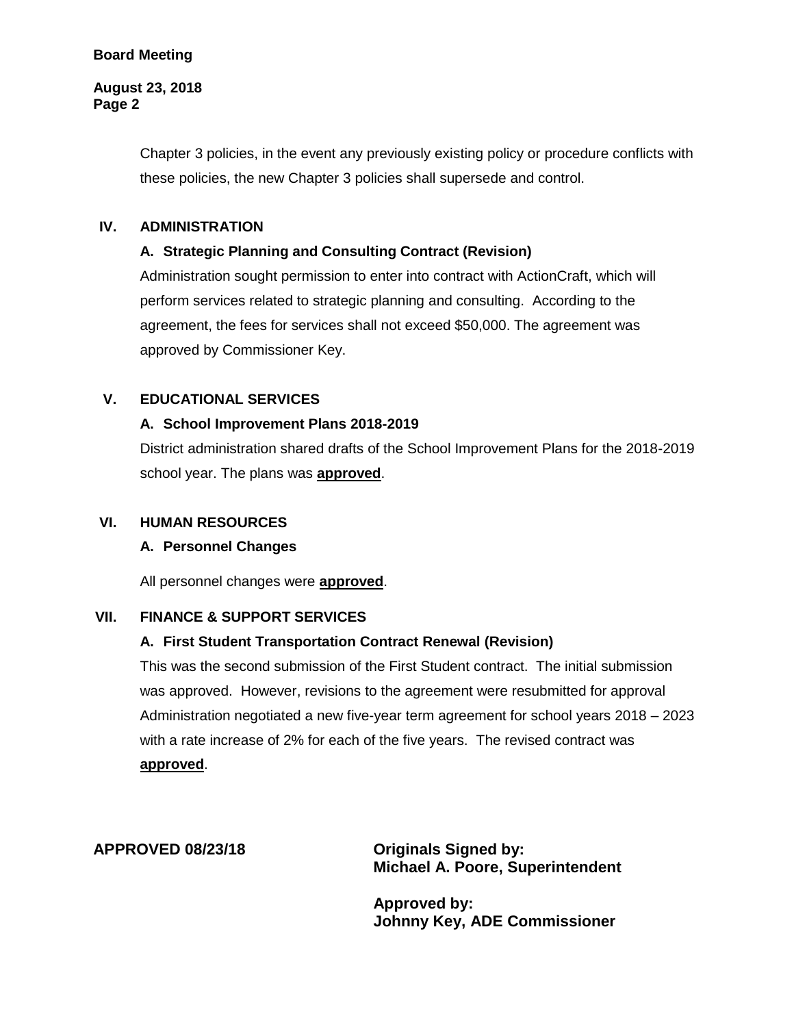Chapter 3 policies, in the event any previously existing policy or procedure conflicts with these policies, the new Chapter 3 policies shall supersede and control.

## IV. ADMINISTRATION

### A. Strategic Planning and Consulting Contract (Revision)

Administration sought permission to enter into contract with ActionCraft, which will perform services related to strategic planning and consulting. According to the agreement, the fees for services shall not exceed $50,000. The agreement was approved by Commissioner Key.

## V. EDUCATIONAL SERVICES

### A. School Improvement Plans 2018-2019

District administration shared drafts of the School Improvement Plans for the 2018-2019 school year. The plans was **approved**.

## VI. HUMAN RESOURCES

### A. Personnel Changes

All personnel changes were **approved**.

## VII. FINANCE & SUPPORT SERVICES

### A. First Student Transportation Contract Renewal (Revision)

This was the second submission of the First Student contract. The initial submission was approved. However, revisions to the agreement were resubmitted for approval Administration negotiated a new five-year term agreement for school years 2018 – 2023 with a rate increase of 2% for each of the five years. The revised contract was **approved**.

**APPROVED 08/23/18**

**Originals Signed by:**
**Michael A. Poore, Superintendent**

**Approved by:**
**Johnny Key, ADE Commissioner**